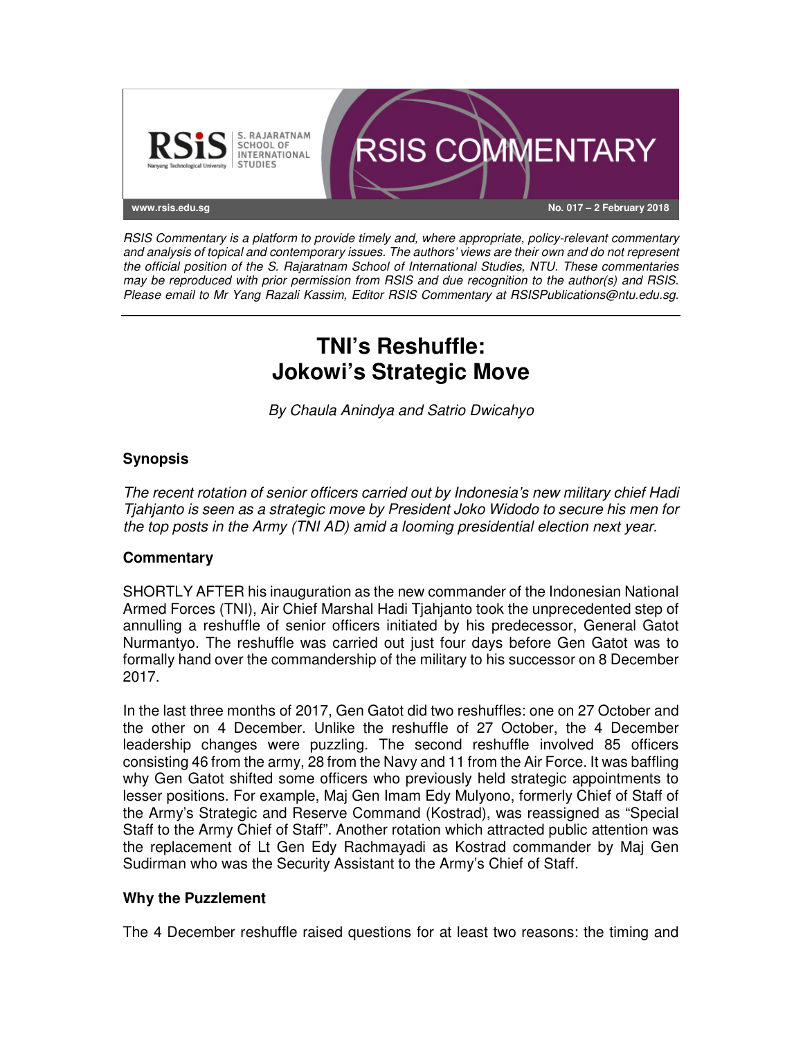RSIS Commentary is a platform to provide timely and, where appropriate, policy-relevant commentary and analysis of topical and contemporary issues. The authors' views are their own and do not represent the official position of the S. Rajaratnam School of International Studies, NTU. These commentaries may be reproduced with prior permission from RSIS and due recognition to the author(s) and RSIS. Please email to Mr Yang Razali Kassim, Editor RSIS Commentary at RSISPublications@ntu.edu.sg.

No. 017 – 2 February 2018

# TNI's Reshuffle: Jokowi's Strategic Move

*By Chaula Anindya and Satrio Dwicahyo*

## Synopsis

*The recent rotation of senior officers carried out by Indonesia's new military chief Hadi Tjahjanto is seen as a strategic move by President Joko Widodo to secure his men for the top posts in the Army (TNI AD) amid a looming presidential election next year.*

## Commentary

SHORTLY AFTER his inauguration as the new commander of the Indonesian National Armed Forces (TNI), Air Chief Marshal Hadi Tjahjanto took the unprecedented step of annulling a reshuffle of senior officers initiated by his predecessor, General Gatot Nurmantyo. The reshuffle was carried out just four days before Gen Gatot was to formally hand over the commandership of the military to his successor on 8 December 2017.

In the last three months of 2017, Gen Gatot did two reshuffles: one on 27 October and the other on 4 December. Unlike the reshuffle of 27 October, the 4 December leadership changes were puzzling. The second reshuffle involved 85 officers consisting 46 from the army, 28 from the Navy and 11 from the Air Force. It was baffling why Gen Gatot shifted some officers who previously held strategic appointments to lesser positions. For example, Maj Gen Imam Edy Mulyono, formerly Chief of Staff of the Army's Strategic and Reserve Command (Kostrad), was reassigned as "Special Staff to the Army Chief of Staff". Another rotation which attracted public attention was the replacement of Lt Gen Edy Rachmayadi as Kostrad commander by Maj Gen Sudirman who was the Security Assistant to the Army's Chief of Staff.

### Why the Puzzlement

The 4 December reshuffle raised questions for at least two reasons: the timing and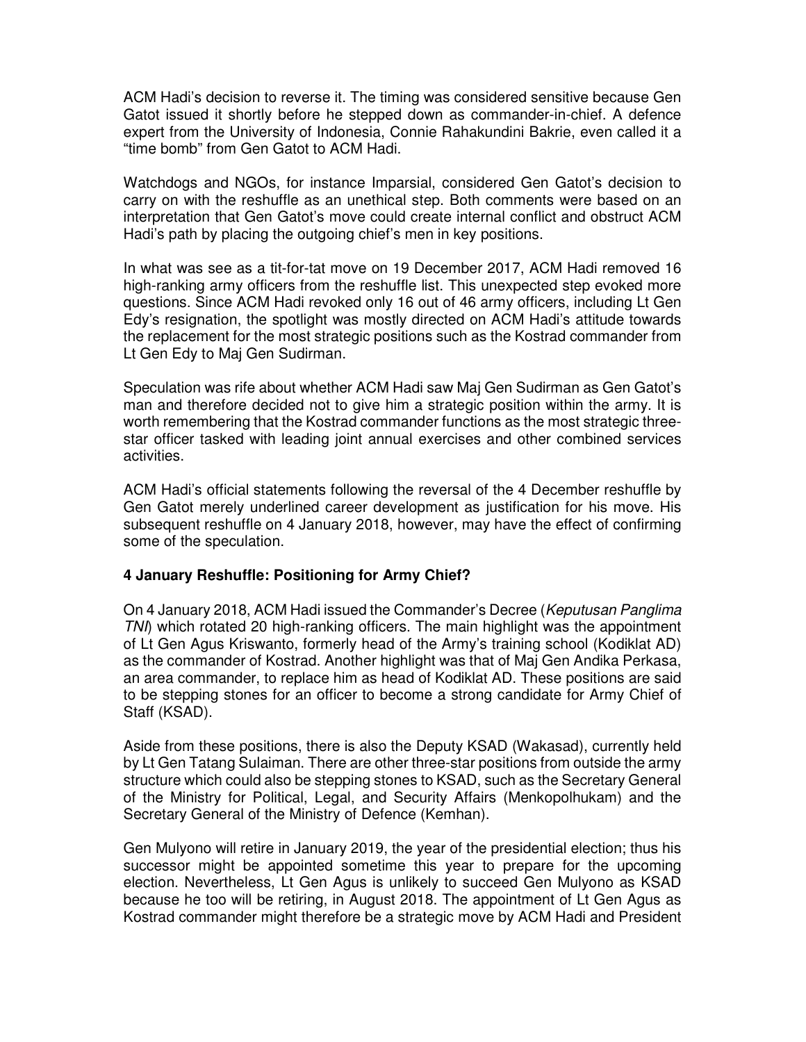ACM Hadi's decision to reverse it. The timing was considered sensitive because Gen Gatot issued it shortly before he stepped down as commander-in-chief. A defence expert from the University of Indonesia, Connie Rahakundini Bakrie, even called it a "time bomb" from Gen Gatot to ACM Hadi.

Watchdogs and NGOs, for instance Imparsial, considered Gen Gatot's decision to carry on with the reshuffle as an unethical step. Both comments were based on an interpretation that Gen Gatot's move could create internal conflict and obstruct ACM Hadi's path by placing the outgoing chief's men in key positions.

In what was see as a tit-for-tat move on 19 December 2017, ACM Hadi removed 16 high-ranking army officers from the reshuffle list. This unexpected step evoked more questions. Since ACM Hadi revoked only 16 out of 46 army officers, including Lt Gen Edy's resignation, the spotlight was mostly directed on ACM Hadi's attitude towards the replacement for the most strategic positions such as the Kostrad commander from Lt Gen Edy to Maj Gen Sudirman.

Speculation was rife about whether ACM Hadi saw Maj Gen Sudirman as Gen Gatot's man and therefore decided not to give him a strategic position within the army. It is worth remembering that the Kostrad commander functions as the most strategic three-star officer tasked with leading joint annual exercises and other combined services activities.

ACM Hadi's official statements following the reversal of the 4 December reshuffle by Gen Gatot merely underlined career development as justification for his move. His subsequent reshuffle on 4 January 2018, however, may have the effect of confirming some of the speculation.

### 4 January Reshuffle: Positioning for Army Chief?

On 4 January 2018, ACM Hadi issued the Commander's Decree (*Keputusan Panglima TNI*) which rotated 20 high-ranking officers. The main highlight was the appointment of Lt Gen Agus Kriswanto, formerly head of the Army's training school (Kodiklat AD) as the commander of Kostrad. Another highlight was that of Maj Gen Andika Perkasa, an area commander, to replace him as head of Kodiklat AD. These positions are said to be stepping stones for an officer to become a strong candidate for Army Chief of Staff (KSAD).

Aside from these positions, there is also the Deputy KSAD (Wakasad), currently held by Lt Gen Tatang Sulaiman. There are other three-star positions from outside the army structure which could also be stepping stones to KSAD, such as the Secretary General of the Ministry for Political, Legal, and Security Affairs (Menkopolhukam) and the Secretary General of the Ministry of Defence (Kemhan).

Gen Mulyono will retire in January 2019, the year of the presidential election; thus his successor might be appointed sometime this year to prepare for the upcoming election. Nevertheless, Lt Gen Agus is unlikely to succeed Gen Mulyono as KSAD because he too will be retiring, in August 2018. The appointment of Lt Gen Agus as Kostrad commander might therefore be a strategic move by ACM Hadi and President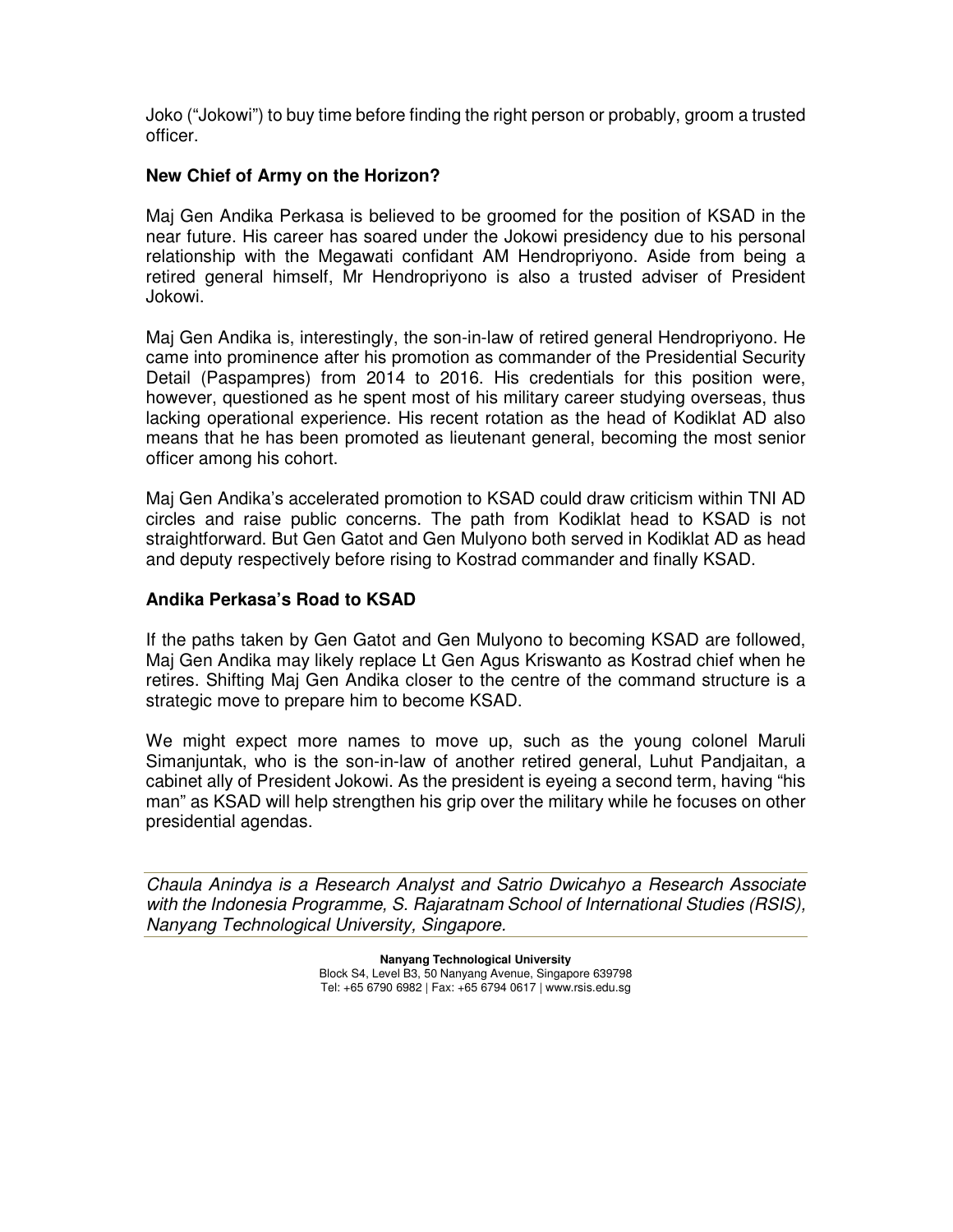Joko ("Jokowi") to buy time before finding the right person or probably, groom a trusted officer.

### New Chief of Army on the Horizon?

Maj Gen Andika Perkasa is believed to be groomed for the position of KSAD in the near future. His career has soared under the Jokowi presidency due to his personal relationship with the Megawati confidant AM Hendropriyono. Aside from being a retired general himself, Mr Hendropriyono is also a trusted adviser of President Jokowi.

Maj Gen Andika is, interestingly, the son-in-law of retired general Hendropriyono. He came into prominence after his promotion as commander of the Presidential Security Detail (Paspampres) from 2014 to 2016. His credentials for this position were, however, questioned as he spent most of his military career studying overseas, thus lacking operational experience. His recent rotation as the head of Kodiklat AD also means that he has been promoted as lieutenant general, becoming the most senior officer among his cohort.

Maj Gen Andika's accelerated promotion to KSAD could draw criticism within TNI AD circles and raise public concerns. The path from Kodiklat head to KSAD is not straightforward. But Gen Gatot and Gen Mulyono both served in Kodiklat AD as head and deputy respectively before rising to Kostrad commander and finally KSAD.

### Andika Perkasa's Road to KSAD

If the paths taken by Gen Gatot and Gen Mulyono to becoming KSAD are followed, Maj Gen Andika may likely replace Lt Gen Agus Kriswanto as Kostrad chief when he retires. Shifting Maj Gen Andika closer to the centre of the command structure is a strategic move to prepare him to become KSAD.

We might expect more names to move up, such as the young colonel Maruli Simanjuntak, who is the son-in-law of another retired general, Luhut Pandjaitan, a cabinet ally of President Jokowi. As the president is eyeing a second term, having "his man" as KSAD will help strengthen his grip over the military while he focuses on other presidential agendas.

*Chaula Anindya is a Research Analyst and Satrio Dwicahyo a Research Associate with the Indonesia Programme, S. Rajaratnam School of International Studies (RSIS), Nanyang Technological University, Singapore.*

**Nanyang Technological University**
Block S4, Level B3, 50 Nanyang Avenue, Singapore 639798
Tel: +65 6790 6982 | Fax: +65 6794 0617 | www.rsis.edu.sg